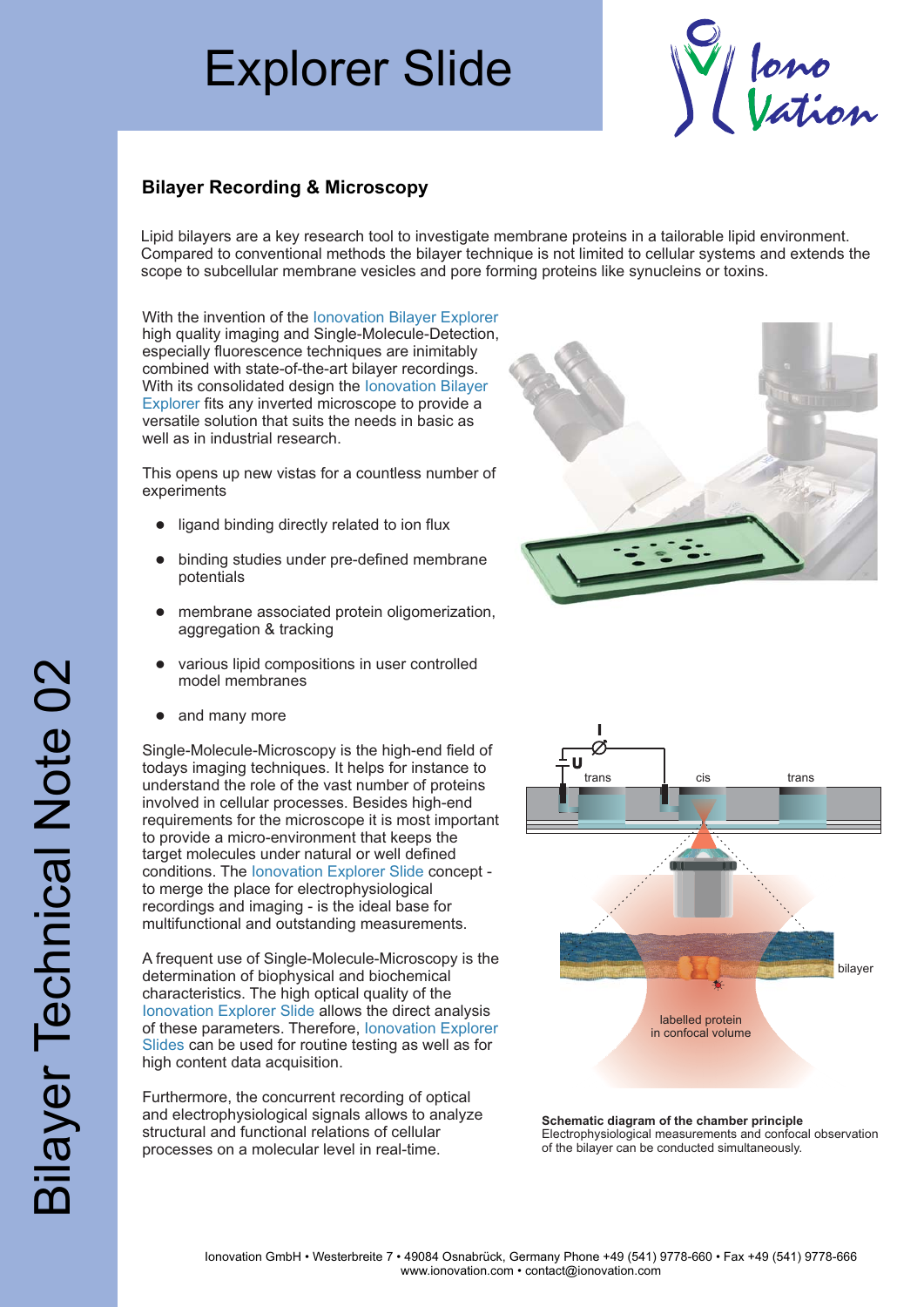# Explorer Slide

## Bilayer Recording & Microscopy

Lipid bilayers are a key research tool to investigate membrane proteins in a tailorable lipid environment. Compared to conventional methods the bilayer technique is not limited to cellular systems and extends the scope to subcellular membrane vesicles and pore forming proteins like synucleins or toxins.

With the invention of the Ionovation Bilayer Explorer high quality imaging and Single-Molecule-Detection, especially fluorescence techniques are inimitably combined with state-of-the-art bilayer recordings. With its consolidated design the Ionovation Bilayer Explorer fits any inverted microscope to provide a versatile solution that suits the needs in basic as well as in industrial research.

This opens up new vistas for a countless number of experiments

- ligand binding directly related to ion flux
- binding studies under pre-defined membrane potentials
- membrane associated protein oligomerization, aggregation & tracking
- various lipid compositions in user controlled model membranes
- and many more

Single-Molecule-Microscopy is the high-end field of todays imaging techniques. It helps for instance to understand the role of the vast number of proteins involved in cellular processes. Besides high-end requirements for the microscope it is most important to provide a micro-environment that keeps the target molecules under natural or well defined conditions. The Ionovation Explorer Slide concept - to merge the place for electrophysiological recordings and imaging - is the ideal base for multifunctional and outstanding measurements.

A frequent use of Single-Molecule-Microscopy is the determination of biophysical and biochemical characteristics. The high optical quality of the Ionovation Explorer Slide allows the direct analysis of these parameters. Therefore, Ionovation Explorer Slides can be used for routine testing as well as for high content data acquisition.

Furthermore, the concurrent recording of optical and electrophysiological signals allows to analyze structural and functional relations of cellular processes on a molecular level in real-time.

**Schematic diagram of the chamber principle**
Electrophysiological measurements and confocal observation of the bilayer can be conducted simultaneously.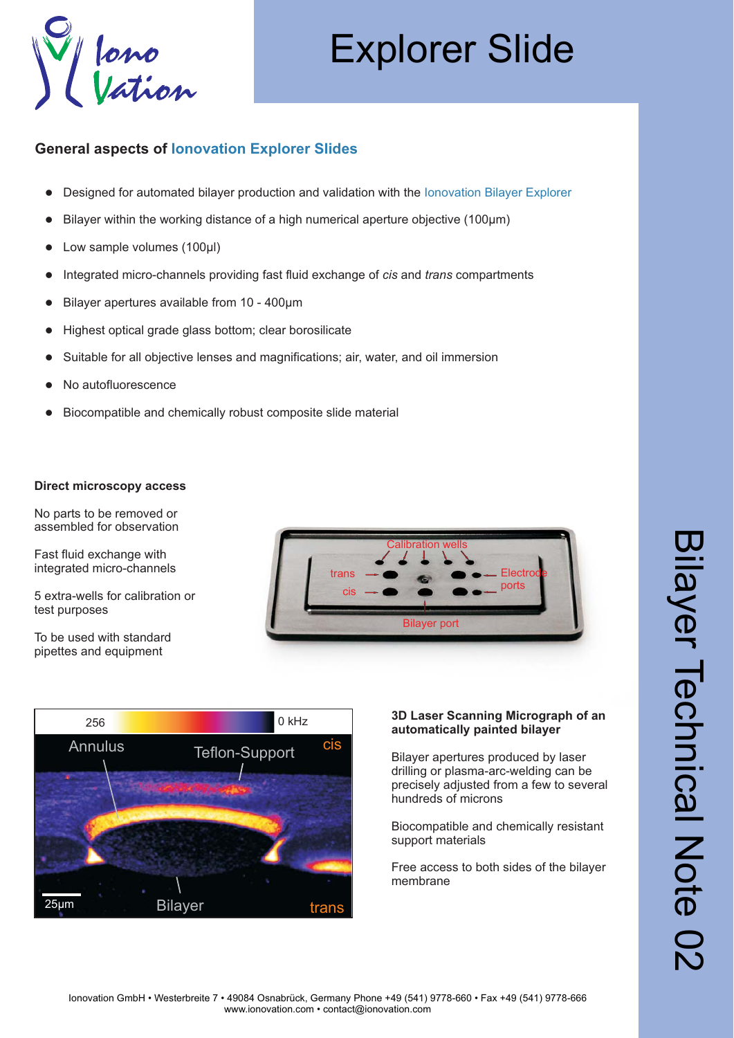# Explorer Slide

## General aspects of Ionovation Explorer Slides

- Designed for automated bilayer production and validation with the Ionovation Bilayer Explorer
- Bilayer within the working distance of a high numerical aperture objective (100µm)
- Low sample volumes (100µl)
- Integrated micro-channels providing fast fluid exchange of *cis* and *trans* compartments
- Bilayer apertures available from 10 - 400µm
- Highest optical grade glass bottom; clear borosilicate
- Suitable for all objective lenses and magnifications; air, water, and oil immersion
- No autofluorescence
- Biocompatible and chemically robust composite slide material

### Direct microscopy access

No parts to be removed or assembled for observation

Fast fluid exchange with integrated micro-channels

5 extra-wells for calibration or test purposes

To be used with standard pipettes and equipment

Calibration wells
trans
cis
Electrode ports
Bilayer port

256
0 kHz
Annulus
Teflon-Support
cis
25µm
Bilayer
trans

### 3D Laser Scanning Micrograph of an automatically painted bilayer

Bilayer apertures produced by laser drilling or plasma-arc-welding can be precisely adjusted from a few to several hundreds of microns

Biocompatible and chemically resistant support materials

Free access to both sides of the bilayer membrane

Bilayer Technical Note 02

Ionovation GmbH • Westerbreite 7 • 49084 Osnabrück, Germany Phone +49 (541) 9778-660 • Fax +49 (541) 9778-666
www.ionovation.com • contact@ionovation.com